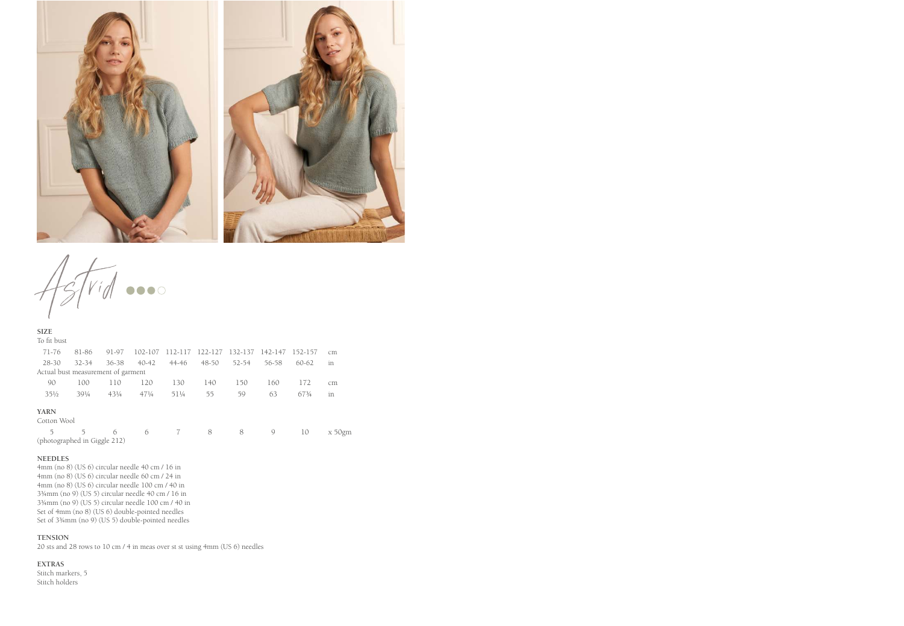# Astrid

## SIZE

To fit bust

| 71-76 | 81-86 | 91-97 | 102-107 | 112-117 | 122-127 | 132-137 | 142-147 | 152-157 | cm |
|---|---|---|---|---|---|---|---|---|---|
| 28-30 | 32-34 | 36-38 | 40-42 | 44-46 | 48-50 | 52-54 | 56-58 | 60-62 | in |

Actual bust measurement of garment

| 90 | 100 | 110 | 120 | 130 | 140 | 150 | 160 | 172 | cm |
|---|---|---|---|---|---|---|---|---|---|
| 35½ | 39¼ | 43¼ | 47¼ | 51¼ | 55 | 59 | 63 | 67¾ | in |

## YARN

Cotton Wool

| 5 | 5 | 6 | 6 | 7 | 8 | 8 | 9 | 10 | x 50gm |
|---|---|---|---|---|---|---|---|---|---|

(photographed in Giggle 212)

## NEEDLES

4mm (no 8) (US 6) circular needle 40 cm / 16 in
4mm (no 8) (US 6) circular needle 60 cm / 24 in
4mm (no 8) (US 6) circular needle 100 cm / 40 in
3¾mm (no 9) (US 5) circular needle 40 cm / 16 in
3¾mm (no 9) (US 5) circular needle 100 cm / 40 in
Set of 4mm (no 8) (US 6) double-pointed needles
Set of 3¾mm (no 9) (US 5) double-pointed needles

## TENSION

20 sts and 28 rows to 10 cm / 4 in meas over st st using 4mm (US 6) needles

## EXTRAS

Stitch markers, 5
Stitch holders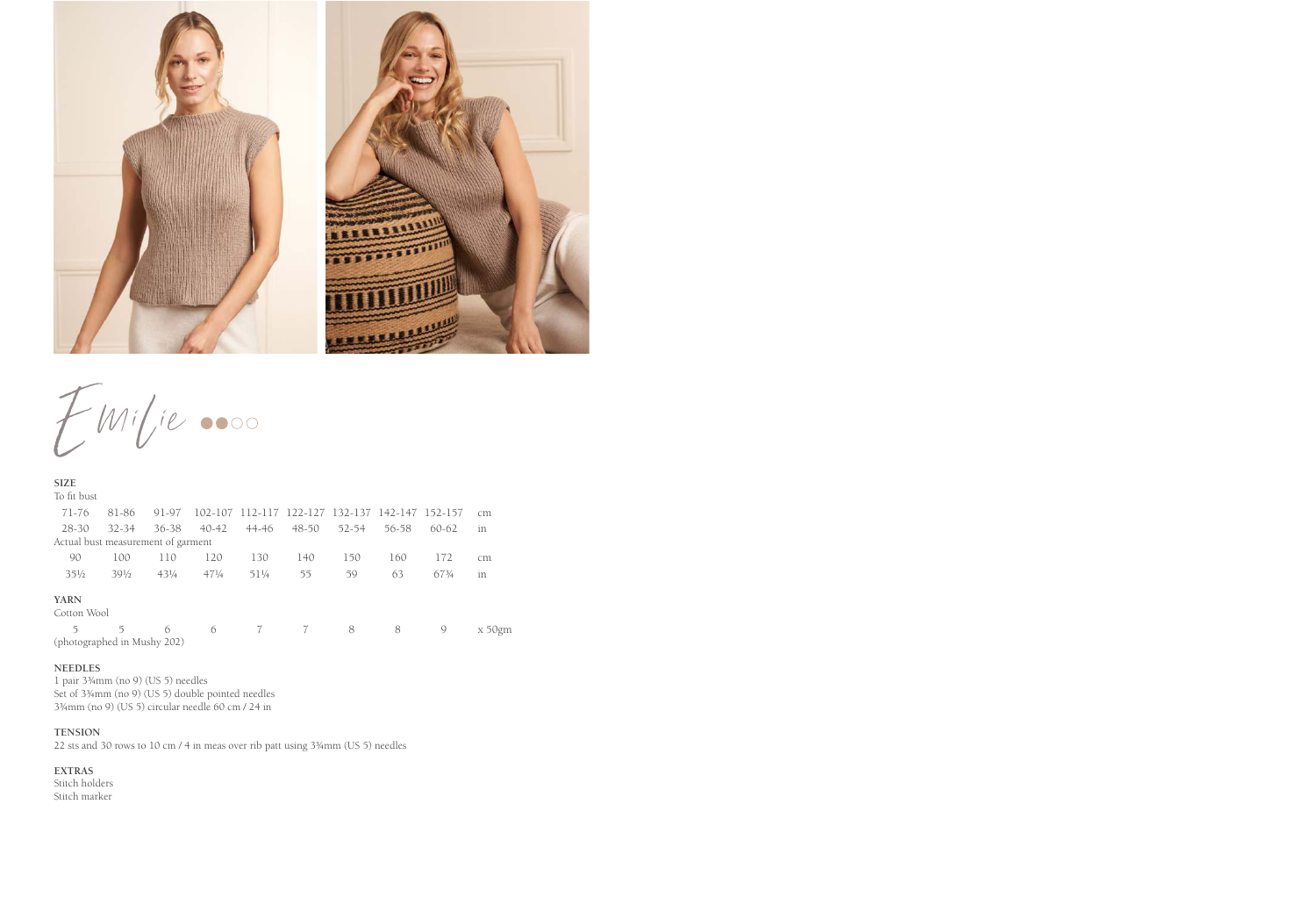# Emilie

## SIZE

To fit bust

| 71-76 | 81-86 | 91-97 | 102-107 | 112-117 | 122-127 | 132-137 | 142-147 | 152-157 | cm |
|---|---|---|---|---|---|---|---|---|---|
| 28-30 | 32-34 | 36-38 | 40-42 | 44-46 | 48-50 | 52-54 | 56-58 | 60-62 | in |

Actual bust measurement of garment

| 90 | 100 | 110 | 120 | 130 | 140 | 150 | 160 | 172 | cm |
|---|---|---|---|---|---|---|---|---|---|
| 35½ | 39½ | 43¼ | 47¼ | 51¼ | 55 | 59 | 63 | 67¾ | in |

## YARN

Cotton Wool

| 5 | 5 | 6 | 6 | 7 | 7 | 8 | 8 | 9 | x 50gm |
|---|---|---|---|---|---|---|---|---|---|

(photographed in Mushy 202)

## NEEDLES

1 pair 3¾mm (no 9) (US 5) needles
Set of 3¾mm (no 9) (US 5) double pointed needles
3¾mm (no 9) (US 5) circular needle 60 cm / 24 in

## TENSION

22 sts and 30 rows to 10 cm / 4 in meas over rib patt using 3¾mm (US 5) needles

## EXTRAS

Stitch holders
Stitch marker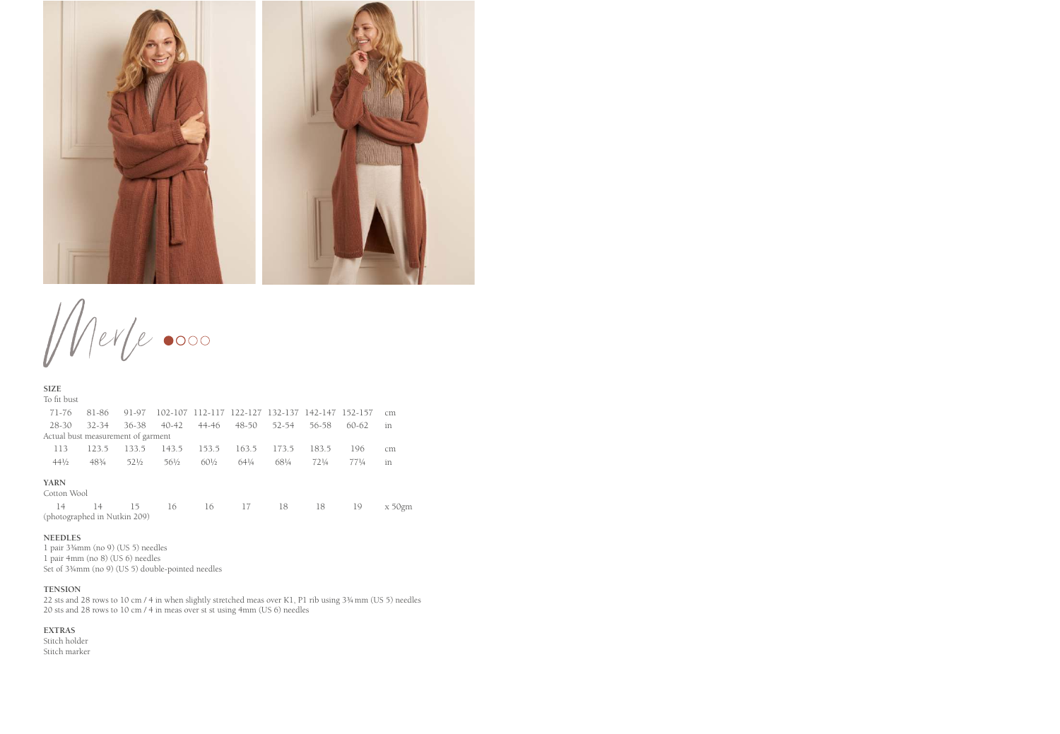# Merle ●○○○

**SIZE**

To fit bust

| 71-76 | 81-86 | 91-97 | 102-107 | 112-117 | 122-127 | 132-137 | 142-147 | 152-157 | cm |
|---|---|---|---|---|---|---|---|---|---|
| 28-30 | 32-34 | 36-38 | 40-42 | 44-46 | 48-50 | 52-54 | 56-58 | 60-62 | in |

Actual bust measurement of garment

| 113 | 123.5 | 133.5 | 143.5 | 153.5 | 163.5 | 173.5 | 183.5 | 196 | cm |
|---|---|---|---|---|---|---|---|---|---|
| 44½ | 48¾ | 52½ | 56½ | 60½ | 64¼ | 68¼ | 72¼ | 77¼ | in |

**YARN**

Cotton Wool

| 14 | 14 | 15 | 16 | 16 | 17 | 18 | 18 | 19 | x 50gm |
|---|---|---|---|---|---|---|---|---|---|

(photographed in Nutkin 209)

**NEEDLES**

1 pair 3¾mm (no 9) (US 5) needles
1 pair 4mm (no 8) (US 6) needles
Set of 3¾mm (no 9) (US 5) double-pointed needles

**TENSION**

22 sts and 28 rows to 10 cm / 4 in when slightly stretched meas over K1, P1 rib using 3¾ mm (US 5) needles
20 sts and 28 rows to 10 cm / 4 in meas over st st using 4mm (US 6) needles

**EXTRAS**

Stitch holder
Stitch marker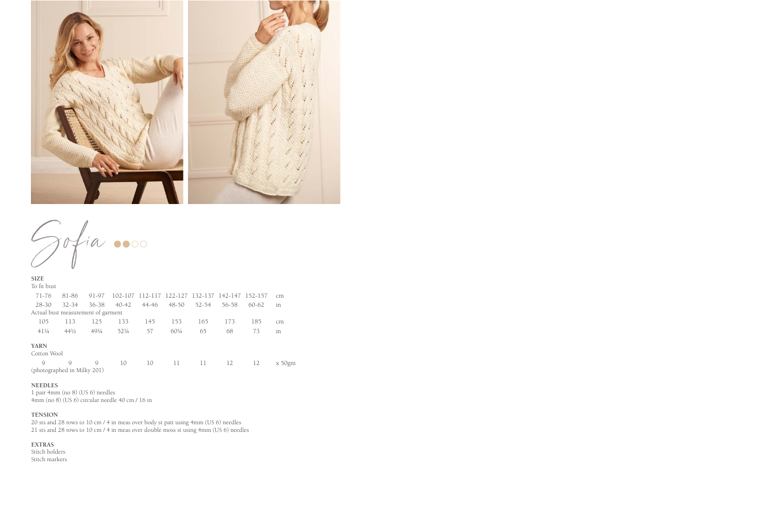# Sofia

**SIZE**

To fit bust

| | | | | | | | | | |
|---|---|---|---|---|---|---|---|---|---|
| 71-76 | 81-86 | 91-97 | 102-107 | 112-117 | 122-127 | 132-137 | 142-147 | 152-157 | cm |
| 28-30 | 32-34 | 36-38 | 40-42 | 44-46 | 48-50 | 52-54 | 56-58 | 60-62 | in |

Actual bust measurement of garment

| | | | | | | | | | |
|---|---|---|---|---|---|---|---|---|---|
| 105 | 113 | 125 | 133 | 145 | 153 | 165 | 173 | 185 | cm |
| 41¼ | 44½ | 49¼ | 52¼ | 57 | 60¼ | 65 | 68 | 73 | in |

**YARN**

Cotton Wool

| | | | | | | | | | |
|---|---|---|---|---|---|---|---|---|---|
| 9 | 9 | 9 | 10 | 10 | 11 | 11 | 12 | 12 | x 50gm |

(photographed in Milky 201)

**NEEDLES**

1 pair 4mm (no 8) (US 6) needles
4mm (no 8) (US 6) circular needle 40 cm / 16 in

**TENSION**

20 sts and 28 rows to 10 cm / 4 in meas over body st patt using 4mm (US 6) needles
21 sts and 28 rows to 10 cm / 4 in meas over double moss st using 4mm (US 6) needles

**EXTRAS**

Stitch holders
Stitch markers